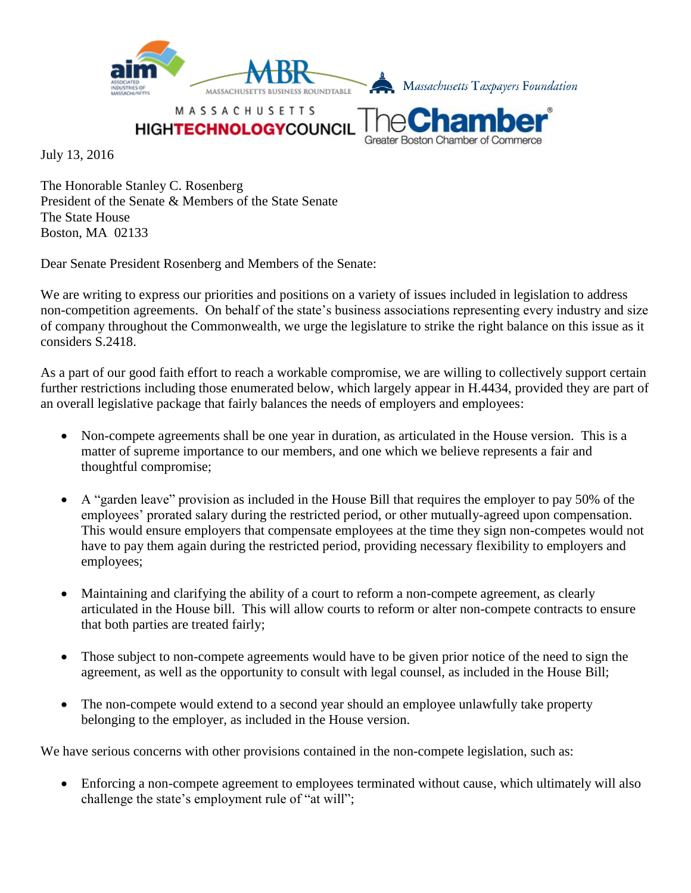July 13, 2016

The Honorable Stanley C. Rosenberg
President of the Senate & Members of the State Senate
The State House
Boston, MA 02133

Dear Senate President Rosenberg and Members of the Senate:

We are writing to express our priorities and positions on a variety of issues included in legislation to address non-competition agreements. On behalf of the state's business associations representing every industry and size of company throughout the Commonwealth, we urge the legislature to strike the right balance on this issue as it considers S.2418.

As a part of our good faith effort to reach a workable compromise, we are willing to collectively support certain further restrictions including those enumerated below, which largely appear in H.4434, provided they are part of an overall legislative package that fairly balances the needs of employers and employees:

- Non-compete agreements shall be one year in duration, as articulated in the House version. This is a matter of supreme importance to our members, and one which we believe represents a fair and thoughtful compromise;
- A "garden leave" provision as included in the House Bill that requires the employer to pay 50% of the employees' prorated salary during the restricted period, or other mutually-agreed upon compensation. This would ensure employers that compensate employees at the time they sign non-competes would not have to pay them again during the restricted period, providing necessary flexibility to employers and employees;
- Maintaining and clarifying the ability of a court to reform a non-compete agreement, as clearly articulated in the House bill. This will allow courts to reform or alter non-compete contracts to ensure that both parties are treated fairly;
- Those subject to non-compete agreements would have to be given prior notice of the need to sign the agreement, as well as the opportunity to consult with legal counsel, as included in the House Bill;
- The non-compete would extend to a second year should an employee unlawfully take property belonging to the employer, as included in the House version.

We have serious concerns with other provisions contained in the non-compete legislation, such as:

- Enforcing a non-compete agreement to employees terminated without cause, which ultimately will also challenge the state's employment rule of "at will";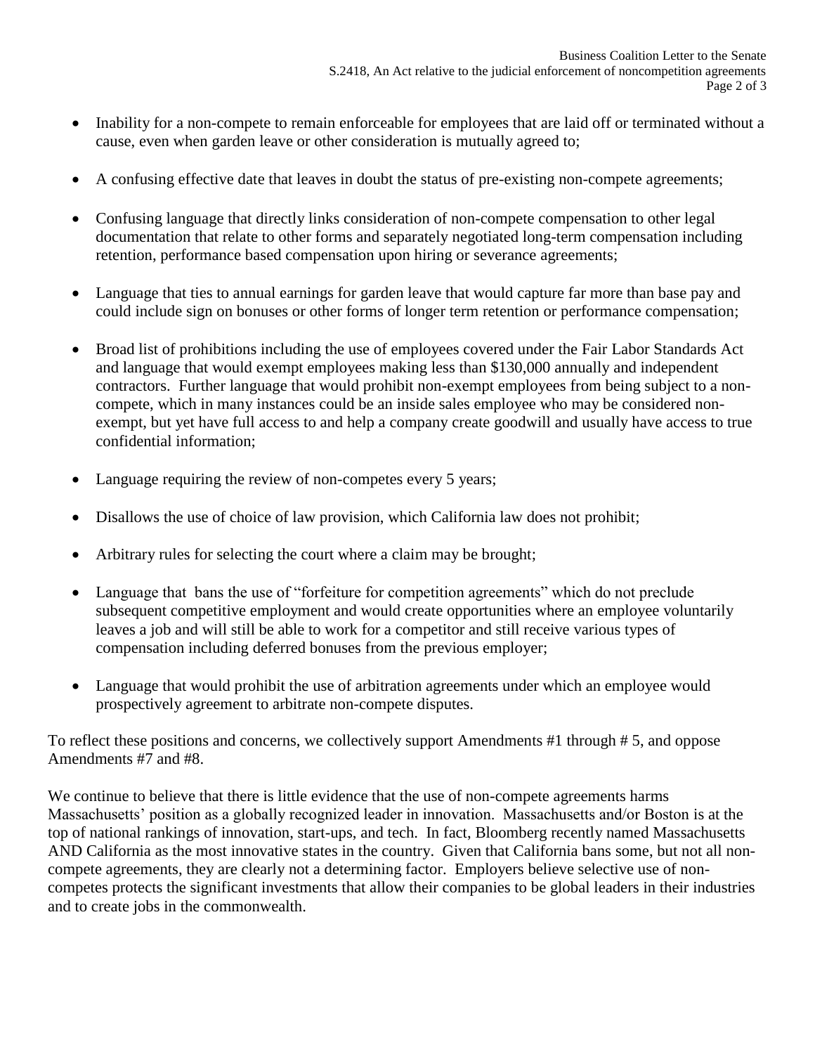- Inability for a non-compete to remain enforceable for employees that are laid off or terminated without a cause, even when garden leave or other consideration is mutually agreed to;

- A confusing effective date that leaves in doubt the status of pre-existing non-compete agreements;

- Confusing language that directly links consideration of non-compete compensation to other legal documentation that relate to other forms and separately negotiated long-term compensation including retention, performance based compensation upon hiring or severance agreements;

- Language that ties to annual earnings for garden leave that would capture far more than base pay and could include sign on bonuses or other forms of longer term retention or performance compensation;

- Broad list of prohibitions including the use of employees covered under the Fair Labor Standards Act and language that would exempt employees making less than $130,000 annually and independent contractors. Further language that would prohibit non-exempt employees from being subject to a non-compete, which in many instances could be an inside sales employee who may be considered non-exempt, but yet have full access to and help a company create goodwill and usually have access to true confidential information;

- Language requiring the review of non-competes every 5 years;

- Disallows the use of choice of law provision, which California law does not prohibit;

- Arbitrary rules for selecting the court where a claim may be brought;

- Language that bans the use of "forfeiture for competition agreements" which do not preclude subsequent competitive employment and would create opportunities where an employee voluntarily leaves a job and will still be able to work for a competitor and still receive various types of compensation including deferred bonuses from the previous employer;

- Language that would prohibit the use of arbitration agreements under which an employee would prospectively agreement to arbitrate non-compete disputes.

To reflect these positions and concerns, we collectively support Amendments #1 through # 5, and oppose Amendments #7 and #8.

We continue to believe that there is little evidence that the use of non-compete agreements harms Massachusetts' position as a globally recognized leader in innovation. Massachusetts and/or Boston is at the top of national rankings of innovation, start-ups, and tech. In fact, Bloomberg recently named Massachusetts AND California as the most innovative states in the country. Given that California bans some, but not all non-compete agreements, they are clearly not a determining factor. Employers believe selective use of non-competes protects the significant investments that allow their companies to be global leaders in their industries and to create jobs in the commonwealth.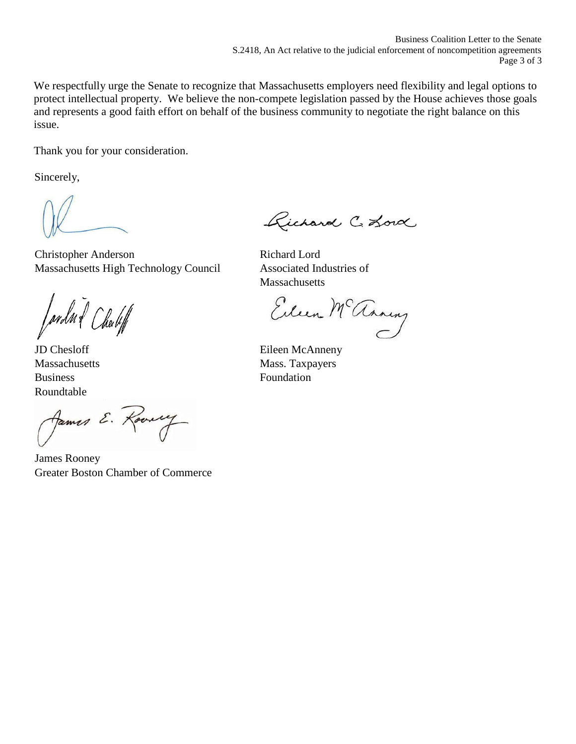We respectfully urge the Senate to recognize that Massachusetts employers need flexibility and legal options to protect intellectual property. We believe the non-compete legislation passed by the House achieves those goals and represents a good faith effort on behalf of the business community to negotiate the right balance on this issue.

Thank you for your consideration.

Sincerely,

Christopher Anderson
Massachusetts High Technology Council

Richard Lord
Associated Industries of Massachusetts

JD Chesloff
Massachusetts Business Roundtable

Eileen McAnneny
Mass. Taxpayers Foundation

James Rooney
Greater Boston Chamber of Commerce